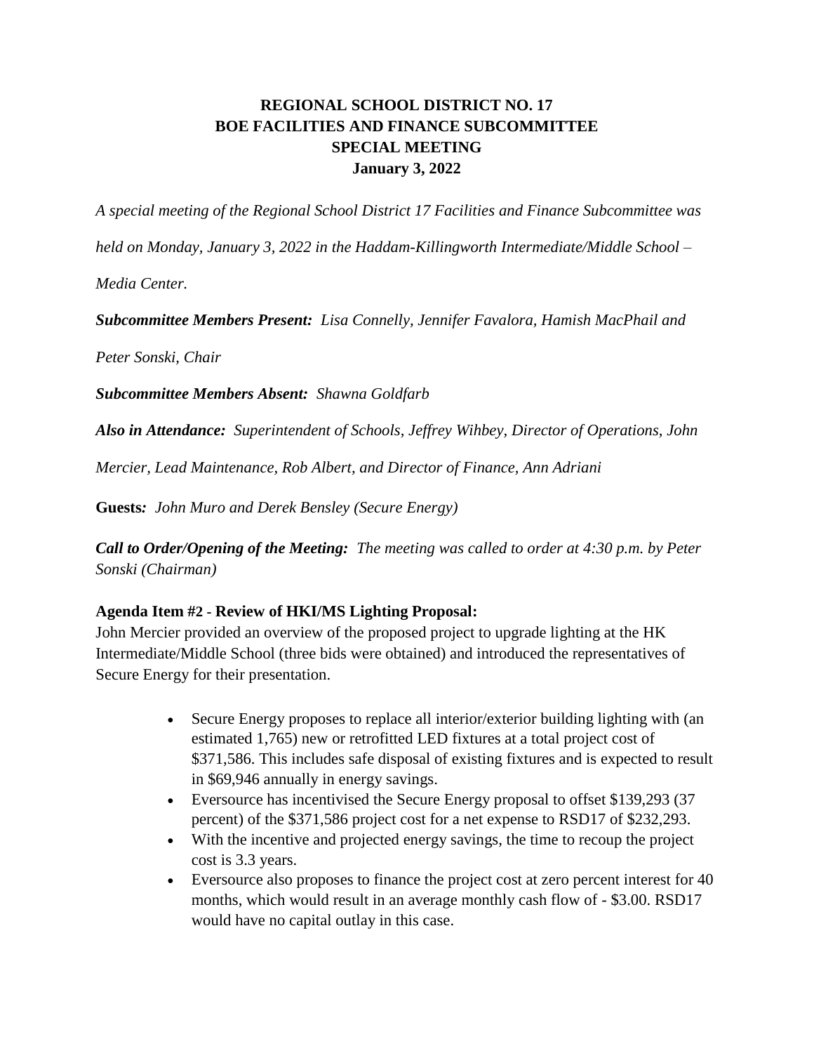# REGIONAL SCHOOL DISTRICT NO. 17
# BOE FACILITIES AND FINANCE SUBCOMMITTEE
# SPECIAL MEETING
# January 3, 2022

*A special meeting of the Regional School District 17 Facilities and Finance Subcommittee was held on Monday, January 3, 2022 in the Haddam-Killingworth Intermediate/Middle School – Media Center.*

***Subcommittee Members Present:*** *Lisa Connelly, Jennifer Favalora, Hamish MacPhail and Peter Sonski, Chair*

***Subcommittee Members Absent:*** *Shawna Goldfarb*

***Also in Attendance:*** *Superintendent of Schools, Jeffrey Wihbey, Director of Operations, John Mercier, Lead Maintenance, Rob Albert, and Director of Finance, Ann Adriani*

**Guests***:* *John Muro and Derek Bensley (Secure Energy)*

***Call to Order/Opening of the Meeting:*** *The meeting was called to order at 4:30 p.m. by Peter Sonski (Chairman)*

**Agenda Item #2 - Review of HKI/MS Lighting Proposal:**

John Mercier provided an overview of the proposed project to upgrade lighting at the HK Intermediate/Middle School (three bids were obtained) and introduced the representatives of Secure Energy for their presentation.

- Secure Energy proposes to replace all interior/exterior building lighting with (an estimated 1,765) new or retrofitted LED fixtures at a total project cost of $371,586. This includes safe disposal of existing fixtures and is expected to result in $69,946 annually in energy savings.
- Eversource has incentivised the Secure Energy proposal to offset $139,293 (37 percent) of the $371,586 project cost for a net expense to RSD17 of $232,293.
- With the incentive and projected energy savings, the time to recoup the project cost is 3.3 years.
- Eversource also proposes to finance the project cost at zero percent interest for 40 months, which would result in an average monthly cash flow of - $3.00. RSD17 would have no capital outlay in this case.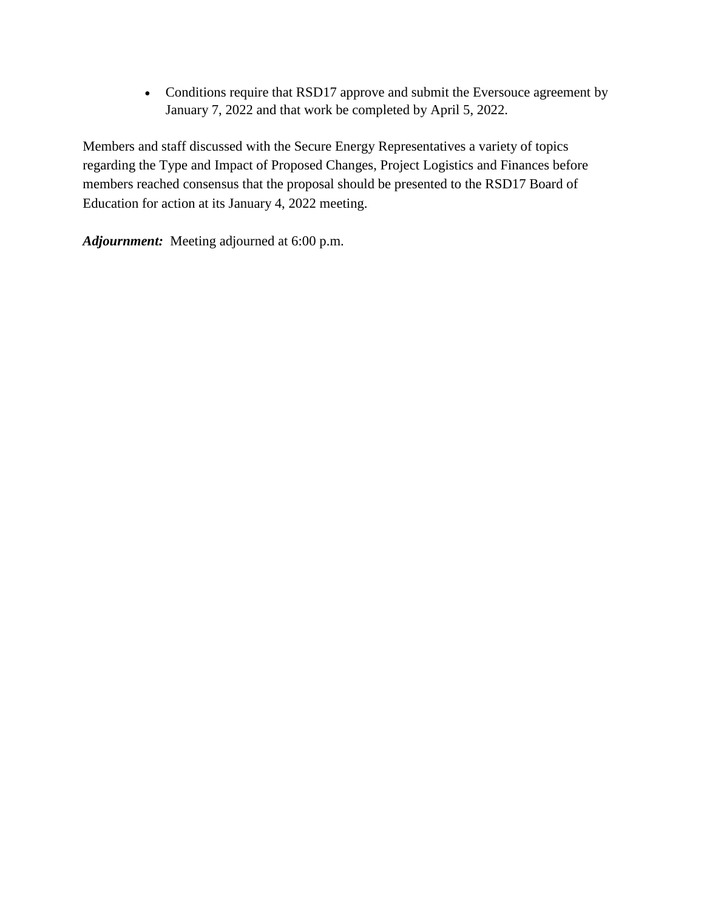- Conditions require that RSD17 approve and submit the Eversouce agreement by January 7, 2022 and that work be completed by April 5, 2022.

Members and staff discussed with the Secure Energy Representatives a variety of topics regarding the Type and Impact of Proposed Changes, Project Logistics and Finances before members reached consensus that the proposal should be presented to the RSD17 Board of Education for action at its January 4, 2022 meeting.

***Adjournment:*** Meeting adjourned at 6:00 p.m.